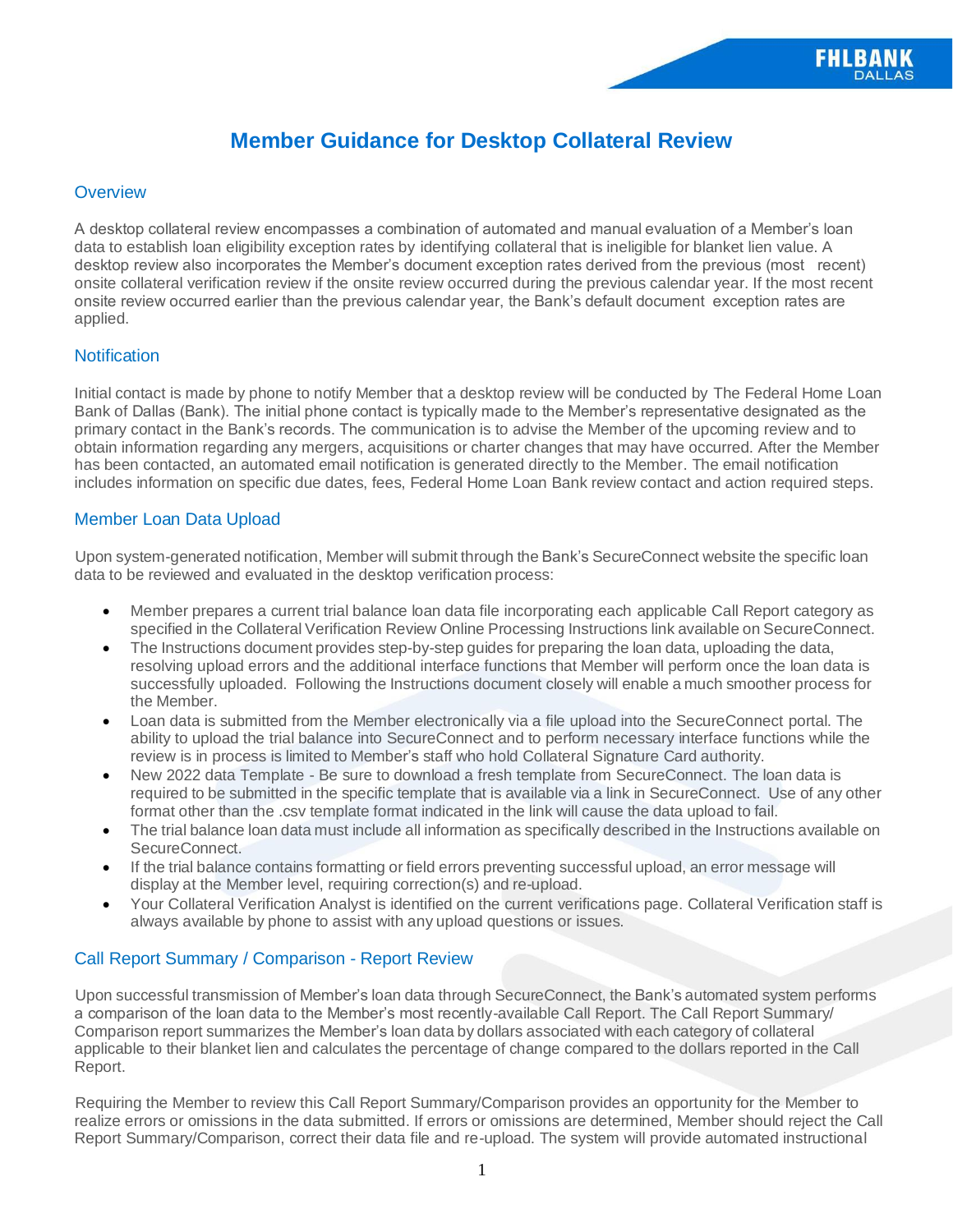# Member Guidance for Desktop Collateral Review

## Overview

A desktop collateral review encompasses a combination of automated and manual evaluation of a Member's loan data to establish loan eligibility exception rates by identifying collateral that is ineligible for blanket lien value. A desktop review also incorporates the Member's document exception rates derived from the previous (most recent) onsite collateral verification review if the onsite review occurred during the previous calendar year. If the most recent onsite review occurred earlier than the previous calendar year, the Bank's default document exception rates are applied.

## Notification

Initial contact is made by phone to notify Member that a desktop review will be conducted by The Federal Home Loan Bank of Dallas (Bank). The initial phone contact is typically made to the Member's representative designated as the primary contact in the Bank's records. The communication is to advise the Member of the upcoming review and to obtain information regarding any mergers, acquisitions or charter changes that may have occurred. After the Member has been contacted, an automated email notification is generated directly to the Member. The email notification includes information on specific due dates, fees, Federal Home Loan Bank review contact and action required steps.

## Member Loan Data Upload

Upon system-generated notification, Member will submit through the Bank's SecureConnect website the specific loan data to be reviewed and evaluated in the desktop verification process:

- Member prepares a current trial balance loan data file incorporating each applicable Call Report category as specified in the Collateral Verification Review Online Processing Instructions link available on SecureConnect.
- The Instructions document provides step-by-step guides for preparing the loan data, uploading the data, resolving upload errors and the additional interface functions that Member will perform once the loan data is successfully uploaded. Following the Instructions document closely will enable a much smoother process for the Member.
- Loan data is submitted from the Member electronically via a file upload into the SecureConnect portal. The ability to upload the trial balance into SecureConnect and to perform necessary interface functions while the review is in process is limited to Member's staff who hold Collateral Signature Card authority.
- New 2022 data Template - Be sure to download a fresh template from SecureConnect. The loan data is required to be submitted in the specific template that is available via a link in SecureConnect. Use of any other format other than the .csv template format indicated in the link will cause the data upload to fail.
- The trial balance loan data must include all information as specifically described in the Instructions available on SecureConnect.
- If the trial balance contains formatting or field errors preventing successful upload, an error message will display at the Member level, requiring correction(s) and re-upload.
- Your Collateral Verification Analyst is identified on the current verifications page. Collateral Verification staff is always available by phone to assist with any upload questions or issues.

## Call Report Summary / Comparison - Report Review

Upon successful transmission of Member's loan data through SecureConnect, the Bank's automated system performs a comparison of the loan data to the Member's most recently-available Call Report. The Call Report Summary/ Comparison report summarizes the Member's loan data by dollars associated with each category of collateral applicable to their blanket lien and calculates the percentage of change compared to the dollars reported in the Call Report.

Requiring the Member to review this Call Report Summary/Comparison provides an opportunity for the Member to realize errors or omissions in the data submitted. If errors or omissions are determined, Member should reject the Call Report Summary/Comparison, correct their data file and re-upload. The system will provide automated instructional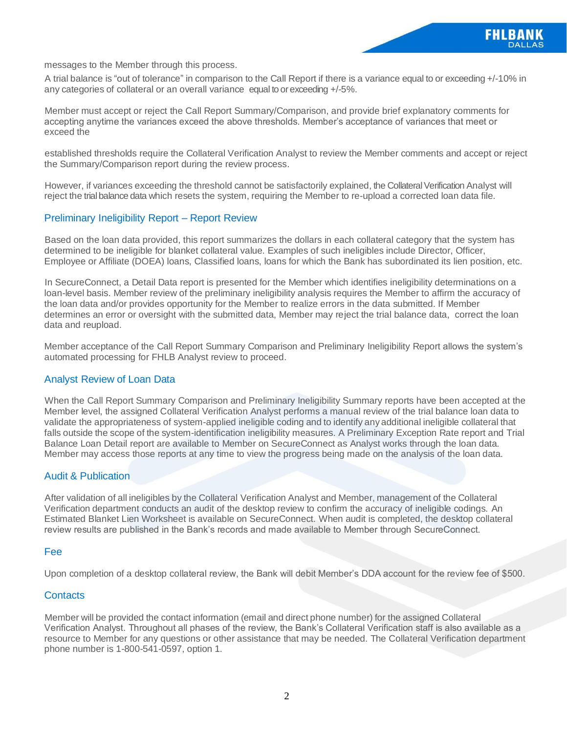messages to the Member through this process.

A trial balance is "out of tolerance" in comparison to the Call Report if there is a variance equal to or exceeding +/-10% in any categories of collateral or an overall variance equal to or exceeding +/-5%.

Member must accept or reject the Call Report Summary/Comparison, and provide brief explanatory comments for accepting anytime the variances exceed the above thresholds. Member's acceptance of variances that meet or exceed the

established thresholds require the Collateral Verification Analyst to review the Member comments and accept or reject the Summary/Comparison report during the review process.

However, if variances exceeding the threshold cannot be satisfactorily explained, the Collateral Verification Analyst will reject the trial balance data which resets the system, requiring the Member to re-upload a corrected loan data file.

## Preliminary Ineligibility Report – Report Review

Based on the loan data provided, this report summarizes the dollars in each collateral category that the system has determined to be ineligible for blanket collateral value. Examples of such ineligibles include Director, Officer, Employee or Affiliate (DOEA) loans, Classified loans, loans for which the Bank has subordinated its lien position, etc.

In SecureConnect, a Detail Data report is presented for the Member which identifies ineligibility determinations on a loan-level basis. Member review of the preliminary ineligibility analysis requires the Member to affirm the accuracy of the loan data and/or provides opportunity for the Member to realize errors in the data submitted. If Member determines an error or oversight with the submitted data, Member may reject the trial balance data, correct the loan data and reupload.

Member acceptance of the Call Report Summary Comparison and Preliminary Ineligibility Report allows the system's automated processing for FHLB Analyst review to proceed.

## Analyst Review of Loan Data

When the Call Report Summary Comparison and Preliminary Ineligibility Summary reports have been accepted at the Member level, the assigned Collateral Verification Analyst performs a manual review of the trial balance loan data to validate the appropriateness of system-applied ineligible coding and to identify any additional ineligible collateral that falls outside the scope of the system-identification ineligibility measures. A Preliminary Exception Rate report and Trial Balance Loan Detail report are available to Member on SecureConnect as Analyst works through the loan data. Member may access those reports at any time to view the progress being made on the analysis of the loan data.

## Audit & Publication

After validation of all ineligibles by the Collateral Verification Analyst and Member, management of the Collateral Verification department conducts an audit of the desktop review to confirm the accuracy of ineligible codings. An Estimated Blanket Lien Worksheet is available on SecureConnect. When audit is completed, the desktop collateral review results are published in the Bank's records and made available to Member through SecureConnect.

## Fee

Upon completion of a desktop collateral review, the Bank will debit Member's DDA account for the review fee of $500.

## Contacts

Member will be provided the contact information (email and direct phone number) for the assigned Collateral Verification Analyst. Throughout all phases of the review, the Bank's Collateral Verification staff is also available as a resource to Member for any questions or other assistance that may be needed. The Collateral Verification department phone number is 1-800-541-0597, option 1.